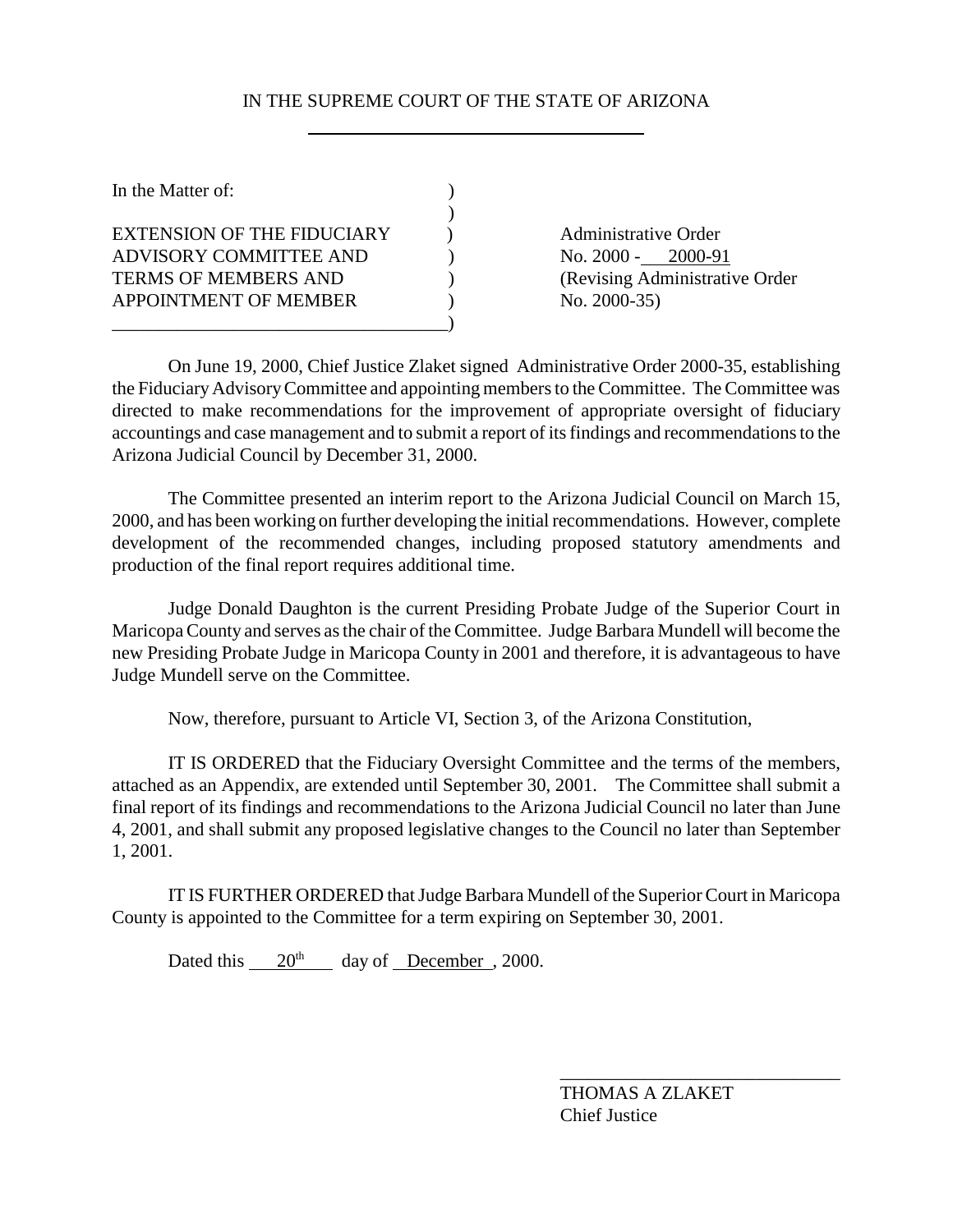IN THE SUPREME COURT OF THE STATE OF ARIZONA

| In the Matter of: | |
| --- | --- |
| EXTENSION OF THE FIDUCIARY ADVISORY COMMITTEE AND TERMS OF MEMBERS AND APPOINTMENT OF MEMBER | Administrative Order No. 2000 - 2000-91 (Revising Administrative Order No. 2000-35) |

On June 19, 2000, Chief Justice Zlaket signed Administrative Order 2000-35, establishing the Fiduciary Advisory Committee and appointing members to the Committee. The Committee was directed to make recommendations for the improvement of appropriate oversight of fiduciary accountings and case management and to submit a report of its findings and recommendations to the Arizona Judicial Council by December 31, 2000.

The Committee presented an interim report to the Arizona Judicial Council on March 15, 2000, and has been working on further developing the initial recommendations. However, complete development of the recommended changes, including proposed statutory amendments and production of the final report requires additional time.

Judge Donald Daughton is the current Presiding Probate Judge of the Superior Court in Maricopa County and serves as the chair of the Committee. Judge Barbara Mundell will become the new Presiding Probate Judge in Maricopa County in 2001 and therefore, it is advantageous to have Judge Mundell serve on the Committee.

Now, therefore, pursuant to Article VI, Section 3, of the Arizona Constitution,

IT IS ORDERED that the Fiduciary Oversight Committee and the terms of the members, attached as an Appendix, are extended until September 30, 2001. The Committee shall submit a final report of its findings and recommendations to the Arizona Judicial Council no later than June 4, 2001, and shall submit any proposed legislative changes to the Council no later than September 1, 2001.

IT IS FURTHER ORDERED that Judge Barbara Mundell of the Superior Court in Maricopa County is appointed to the Committee for a term expiring on September 30, 2001.

Dated this 20th day of December, 2000.

THOMAS A ZLAKET
Chief Justice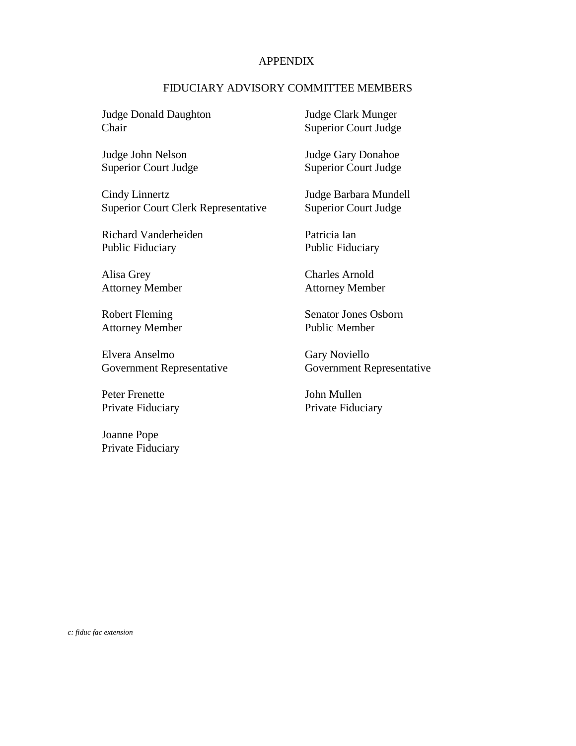# APPENDIX

## FIDUCIARY ADVISORY COMMITTEE MEMBERS

Judge Donald Daughton
Chair

Judge John Nelson
Superior Court Judge

Cindy Linnertz
Superior Court Clerk Representative

Richard Vanderheiden
Public Fiduciary

Alisa Grey
Attorney Member

Robert Fleming
Attorney Member

Elvera Anselmo
Government Representative

Peter Frenette
Private Fiduciary

Joanne Pope
Private Fiduciary

Judge Clark Munger
Superior Court Judge

Judge Gary Donahoe
Superior Court Judge

Judge Barbara Mundell
Superior Court Judge

Patricia Ian
Public Fiduciary

Charles Arnold
Attorney Member

Senator Jones Osborn
Public Member

Gary Noviello
Government Representative

John Mullen
Private Fiduciary

*c: fiduc fac extension*